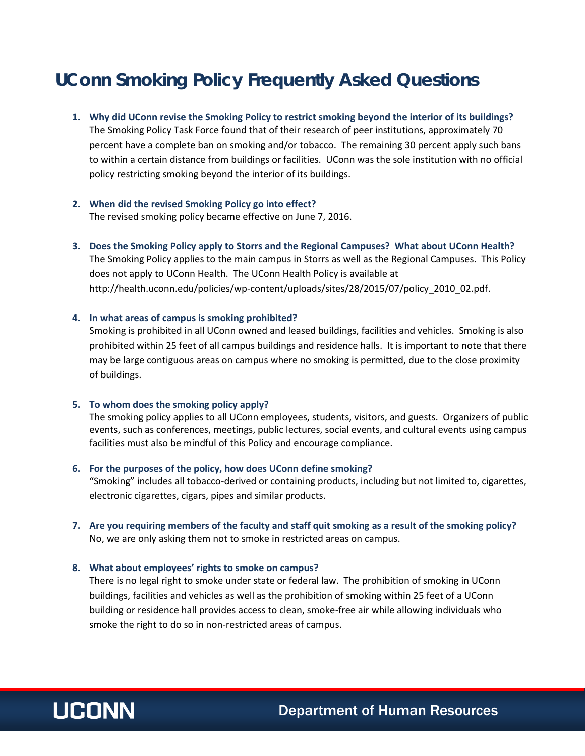# UConn Smoking Policy Frequently Asked Questions

1. **Why did UConn revise the Smoking Policy to restrict smoking beyond the interior of its buildings?**
   The Smoking Policy Task Force found that of their research of peer institutions, approximately 70 percent have a complete ban on smoking and/or tobacco. The remaining 30 percent apply such bans to within a certain distance from buildings or facilities. UConn was the sole institution with no official policy restricting smoking beyond the interior of its buildings.

2. **When did the revised Smoking Policy go into effect?**
   The revised smoking policy became effective on June 7, 2016.

3. **Does the Smoking Policy apply to Storrs and the Regional Campuses? What about UConn Health?**
   The Smoking Policy applies to the main campus in Storrs as well as the Regional Campuses. This Policy does not apply to UConn Health. The UConn Health Policy is available at http://health.uconn.edu/policies/wp-content/uploads/sites/28/2015/07/policy_2010_02.pdf.

4. **In what areas of campus is smoking prohibited?**
   Smoking is prohibited in all UConn owned and leased buildings, facilities and vehicles. Smoking is also prohibited within 25 feet of all campus buildings and residence halls. It is important to note that there may be large contiguous areas on campus where no smoking is permitted, due to the close proximity of buildings.

5. **To whom does the smoking policy apply?**
   The smoking policy applies to all UConn employees, students, visitors, and guests. Organizers of public events, such as conferences, meetings, public lectures, social events, and cultural events using campus facilities must also be mindful of this Policy and encourage compliance.

6. **For the purposes of the policy, how does UConn define smoking?**
   "Smoking" includes all tobacco-derived or containing products, including but not limited to, cigarettes, electronic cigarettes, cigars, pipes and similar products.

7. **Are you requiring members of the faculty and staff quit smoking as a result of the smoking policy?**
   No, we are only asking them not to smoke in restricted areas on campus.

8. **What about employees' rights to smoke on campus?**
   There is no legal right to smoke under state or federal law. The prohibition of smoking in UConn buildings, facilities and vehicles as well as the prohibition of smoking within 25 feet of a UConn building or residence hall provides access to clean, smoke-free air while allowing individuals who smoke the right to do so in non-restricted areas of campus.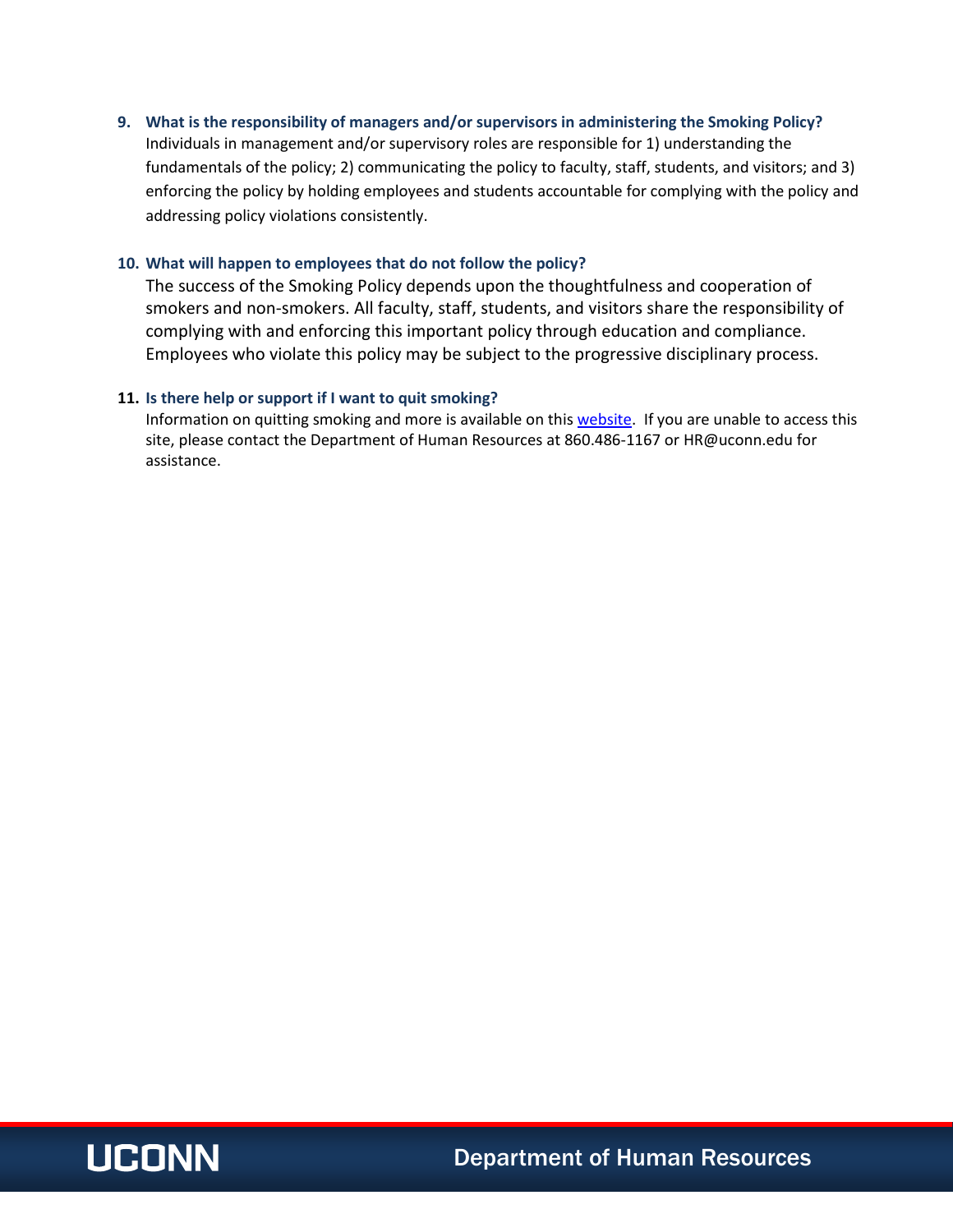**9. What is the responsibility of managers and/or supervisors in administering the Smoking Policy?**

Individuals in management and/or supervisory roles are responsible for 1) understanding the fundamentals of the policy; 2) communicating the policy to faculty, staff, students, and visitors; and 3) enforcing the policy by holding employees and students accountable for complying with the policy and addressing policy violations consistently.

**10. What will happen to employees that do not follow the policy?**

The success of the Smoking Policy depends upon the thoughtfulness and cooperation of smokers and non-smokers. All faculty, staff, students, and visitors share the responsibility of complying with and enforcing this important policy through education and compliance. Employees who violate this policy may be subject to the progressive disciplinary process.

**11. Is there help or support if I want to quit smoking?**

Information on quitting smoking and more is available on this website. If you are unable to access this site, please contact the Department of Human Resources at 860.486-1167 or HR@uconn.edu for assistance.